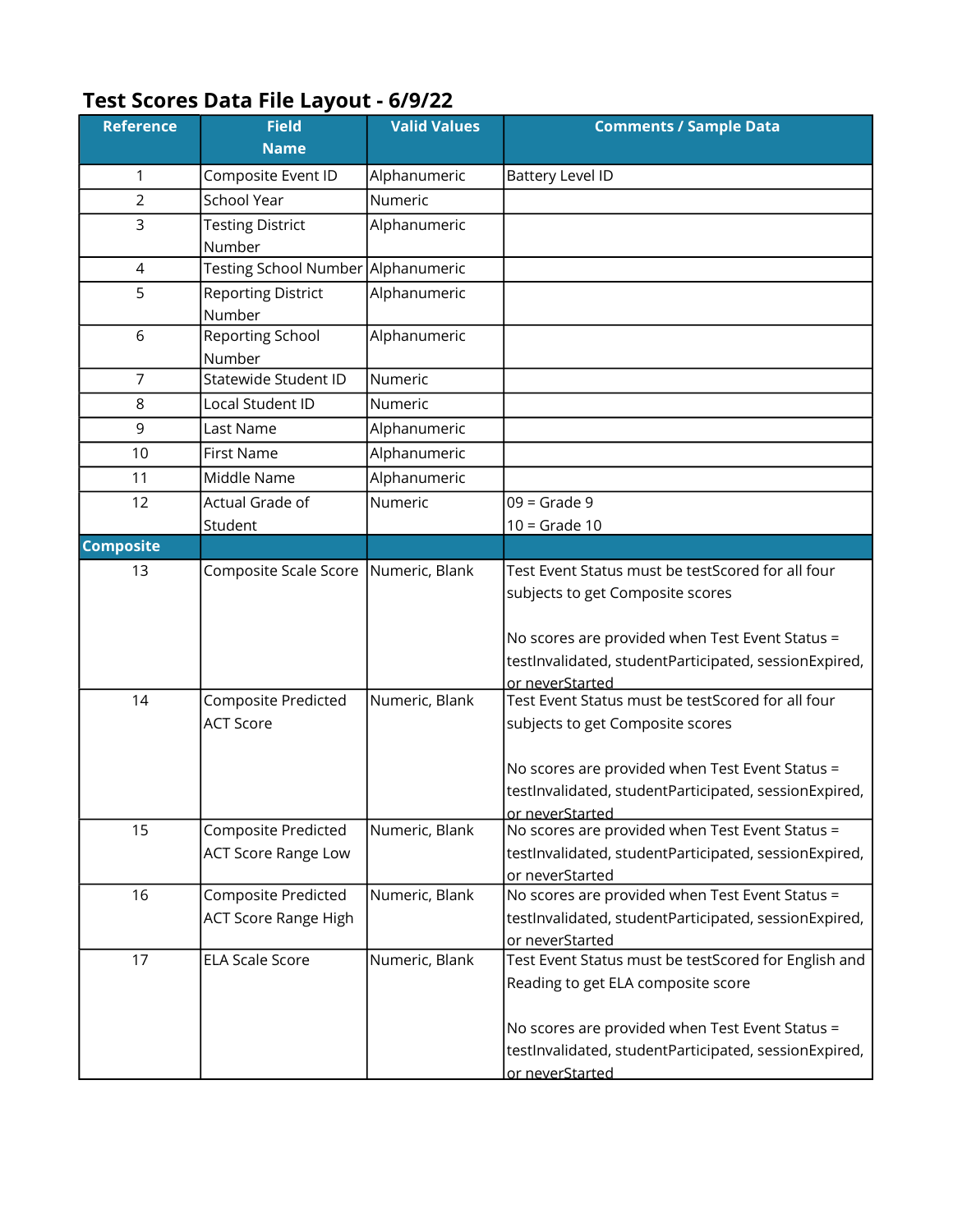# Test Scores Data File Layout - 6/9/22

| Reference | Field Name | Valid Values | Comments / Sample Data |
|---|---|---|---|
| 1 | Composite Event ID | Alphanumeric | Battery Level ID |
| 2 | School Year | Numeric | |
| 3 | Testing District Number | Alphanumeric | |
| 4 | Testing School Number | Alphanumeric | |
| 5 | Reporting District Number | Alphanumeric | |
| 6 | Reporting School Number | Alphanumeric | |
| 7 | Statewide Student ID | Numeric | |
| 8 | Local Student ID | Numeric | |
| 9 | Last Name | Alphanumeric | |
| 10 | First Name | Alphanumeric | |
| 11 | Middle Name | Alphanumeric | |
| 12 | Actual Grade of Student | Numeric | 09 = Grade 9<br>10 = Grade 10 |
| **Composite** | | | |
| 13 | Composite Scale Score | Numeric, Blank | Test Event Status must be testScored for all four subjects to get Composite scores<br><br>No scores are provided when Test Event Status = testInvalidated, studentParticipated, sessionExpired, or neverStarted |
| 14 | Composite Predicted ACT Score | Numeric, Blank | Test Event Status must be testScored for all four subjects to get Composite scores<br><br>No scores are provided when Test Event Status = testInvalidated, studentParticipated, sessionExpired, or neverStarted |
| 15 | Composite Predicted ACT Score Range Low | Numeric, Blank | No scores are provided when Test Event Status = testInvalidated, studentParticipated, sessionExpired, or neverStarted |
| 16 | Composite Predicted ACT Score Range High | Numeric, Blank | No scores are provided when Test Event Status = testInvalidated, studentParticipated, sessionExpired, or neverStarted |
| 17 | ELA Scale Score | Numeric, Blank | Test Event Status must be testScored for English and Reading to get ELA composite score<br><br>No scores are provided when Test Event Status = testInvalidated, studentParticipated, sessionExpired, or neverStarted |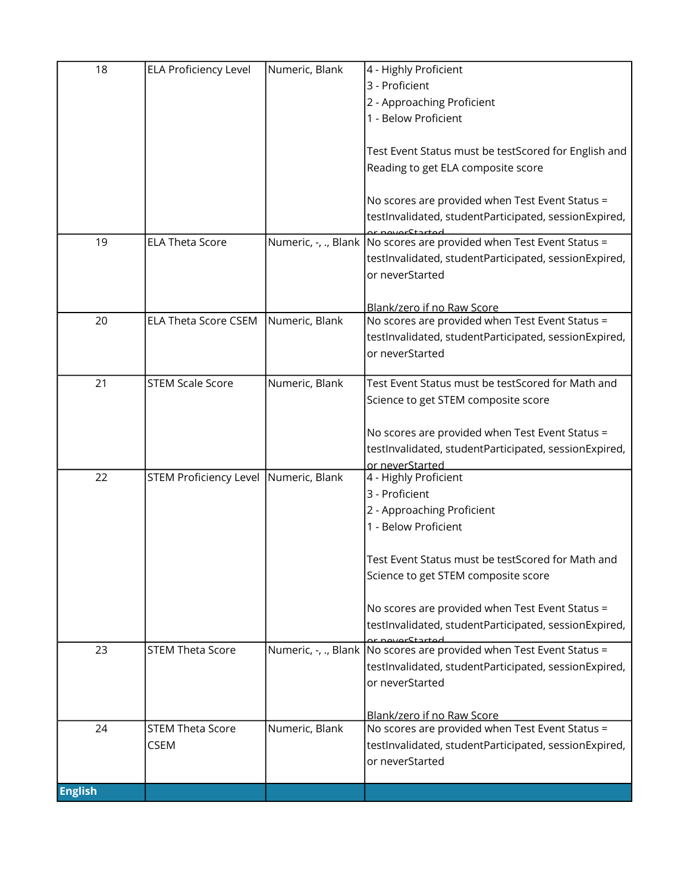| 18 | ELA Proficiency Level | Numeric, Blank | 4 - Highly Proficient<br>3 - Proficient<br>2 - Approaching Proficient<br>1 - Below Proficient<br><br>Test Event Status must be testScored for English and Reading to get ELA composite score<br><br>No scores are provided when Test Event Status = testInvalidated, studentParticipated, sessionExpired, or neverStarted |
|---|---|---|---|
| 19 | ELA Theta Score | Numeric, -, ., Blank | No scores are provided when Test Event Status = testInvalidated, studentParticipated, sessionExpired, or neverStarted<br><br>Blank/zero if no Raw Score |
| 20 | ELA Theta Score CSEM | Numeric, Blank | No scores are provided when Test Event Status = testInvalidated, studentParticipated, sessionExpired, or neverStarted |
| 21 | STEM Scale Score | Numeric, Blank | Test Event Status must be testScored for Math and Science to get STEM composite score<br><br>No scores are provided when Test Event Status = testInvalidated, studentParticipated, sessionExpired, or neverStarted |
| 22 | STEM Proficiency Level | Numeric, Blank | 4 - Highly Proficient<br>3 - Proficient<br>2 - Approaching Proficient<br>1 - Below Proficient<br><br>Test Event Status must be testScored for Math and Science to get STEM composite score<br><br>No scores are provided when Test Event Status = testInvalidated, studentParticipated, sessionExpired, or neverStarted |
| 23 | STEM Theta Score | Numeric, -, ., Blank | No scores are provided when Test Event Status = testInvalidated, studentParticipated, sessionExpired, or neverStarted<br><br>Blank/zero if no Raw Score |
| 24 | STEM Theta Score CSEM | Numeric, Blank | No scores are provided when Test Event Status = testInvalidated, studentParticipated, sessionExpired, or neverStarted |
| **English** | | | |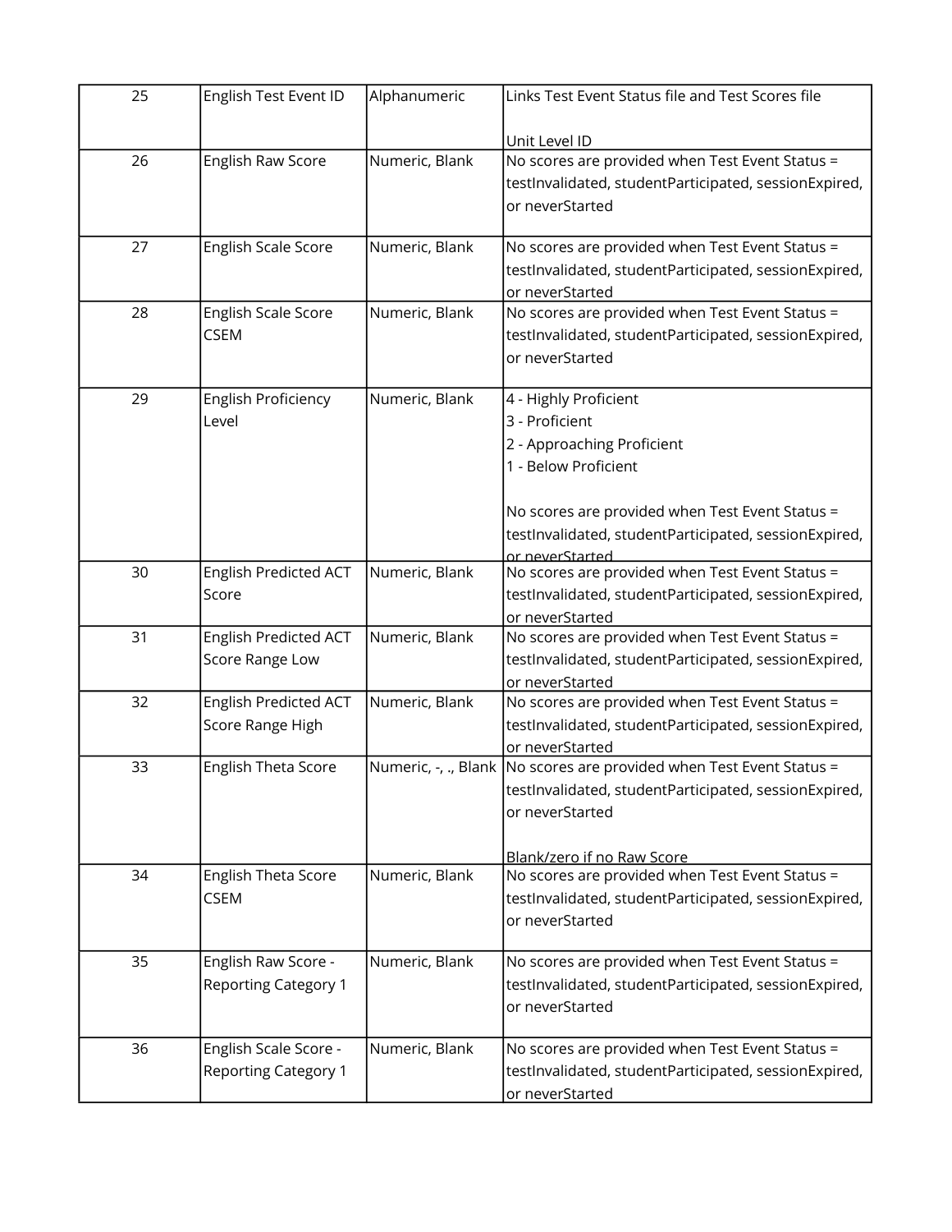| 25 | English Test Event ID | Alphanumeric | Links Test Event Status file and Test Scores file<br><br>Unit Level ID |
|---|---|---|---|
| 26 | English Raw Score | Numeric, Blank | No scores are provided when Test Event Status = testInvalidated, studentParticipated, sessionExpired, or neverStarted |
| 27 | English Scale Score | Numeric, Blank | No scores are provided when Test Event Status = testInvalidated, studentParticipated, sessionExpired, or neverStarted |
| 28 | English Scale Score CSEM | Numeric, Blank | No scores are provided when Test Event Status = testInvalidated, studentParticipated, sessionExpired, or neverStarted |
| 29 | English Proficiency Level | Numeric, Blank | 4 - Highly Proficient<br>3 - Proficient<br>2 - Approaching Proficient<br>1 - Below Proficient<br><br>No scores are provided when Test Event Status = testInvalidated, studentParticipated, sessionExpired, or neverStarted |
| 30 | English Predicted ACT Score | Numeric, Blank | No scores are provided when Test Event Status = testInvalidated, studentParticipated, sessionExpired, or neverStarted |
| 31 | English Predicted ACT Score Range Low | Numeric, Blank | No scores are provided when Test Event Status = testInvalidated, studentParticipated, sessionExpired, or neverStarted |
| 32 | English Predicted ACT Score Range High | Numeric, Blank | No scores are provided when Test Event Status = testInvalidated, studentParticipated, sessionExpired, or neverStarted |
| 33 | English Theta Score | Numeric, -, ., Blank | No scores are provided when Test Event Status = testInvalidated, studentParticipated, sessionExpired, or neverStarted<br><br>Blank/zero if no Raw Score |
| 34 | English Theta Score CSEM | Numeric, Blank | No scores are provided when Test Event Status = testInvalidated, studentParticipated, sessionExpired, or neverStarted |
| 35 | English Raw Score - Reporting Category 1 | Numeric, Blank | No scores are provided when Test Event Status = testInvalidated, studentParticipated, sessionExpired, or neverStarted |
| 36 | English Scale Score - Reporting Category 1 | Numeric, Blank | No scores are provided when Test Event Status = testInvalidated, studentParticipated, sessionExpired, or neverStarted |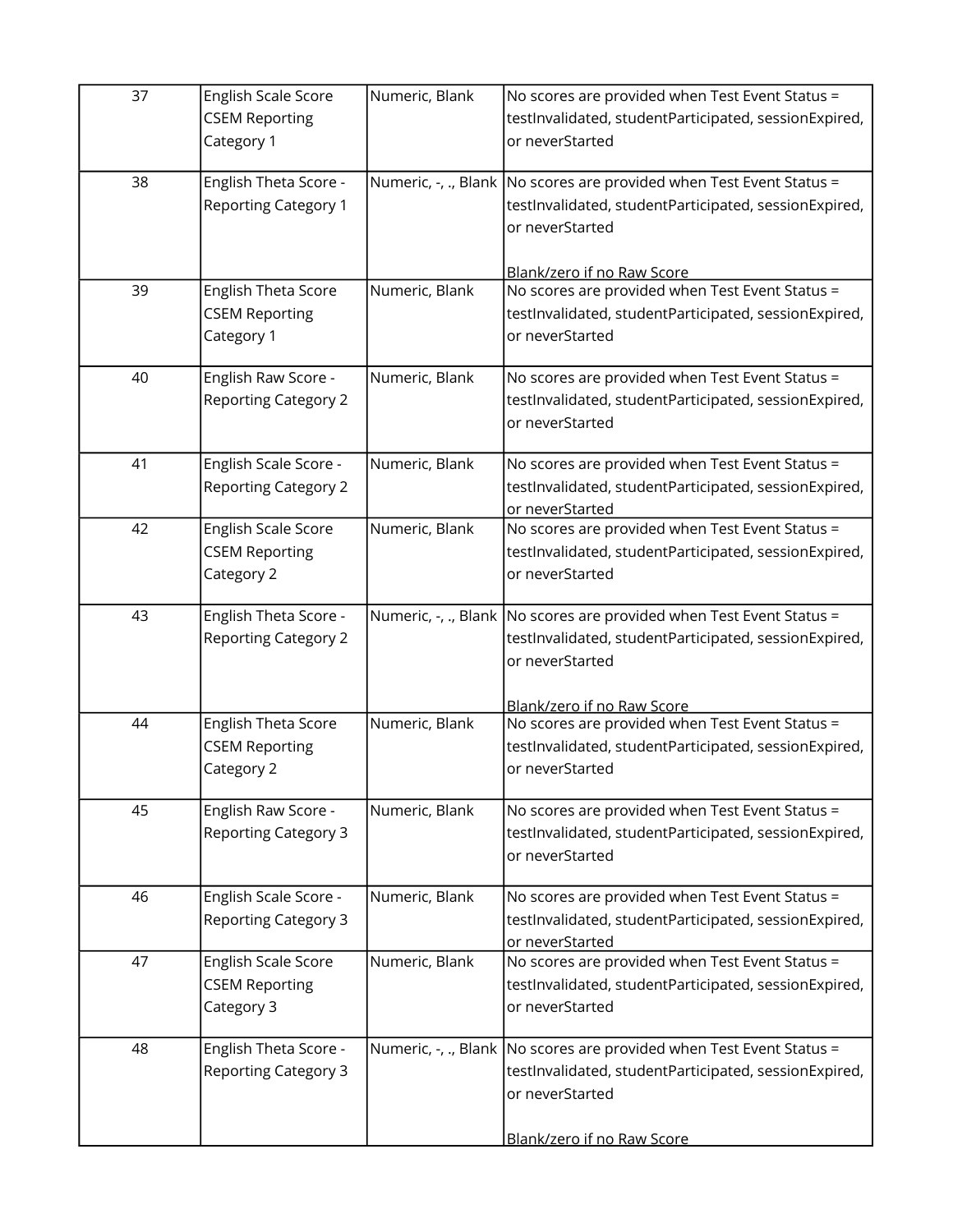| 37 | English Scale Score CSEM Reporting Category 1 | Numeric, Blank | No scores are provided when Test Event Status = testInvalidated, studentParticipated, sessionExpired, or neverStarted |
|---|---|---|---|
| 38 | English Theta Score - Reporting Category 1 | Numeric, -, ., Blank | No scores are provided when Test Event Status = testInvalidated, studentParticipated, sessionExpired, or neverStarted<br><br>Blank/zero if no Raw Score |
| 39 | English Theta Score CSEM Reporting Category 1 | Numeric, Blank | No scores are provided when Test Event Status = testInvalidated, studentParticipated, sessionExpired, or neverStarted |
| 40 | English Raw Score - Reporting Category 2 | Numeric, Blank | No scores are provided when Test Event Status = testInvalidated, studentParticipated, sessionExpired, or neverStarted |
| 41 | English Scale Score - Reporting Category 2 | Numeric, Blank | No scores are provided when Test Event Status = testInvalidated, studentParticipated, sessionExpired, or neverStarted |
| 42 | English Scale Score CSEM Reporting Category 2 | Numeric, Blank | No scores are provided when Test Event Status = testInvalidated, studentParticipated, sessionExpired, or neverStarted |
| 43 | English Theta Score - Reporting Category 2 | Numeric, -, ., Blank | No scores are provided when Test Event Status = testInvalidated, studentParticipated, sessionExpired, or neverStarted<br><br>Blank/zero if no Raw Score |
| 44 | English Theta Score CSEM Reporting Category 2 | Numeric, Blank | No scores are provided when Test Event Status = testInvalidated, studentParticipated, sessionExpired, or neverStarted |
| 45 | English Raw Score - Reporting Category 3 | Numeric, Blank | No scores are provided when Test Event Status = testInvalidated, studentParticipated, sessionExpired, or neverStarted |
| 46 | English Scale Score - Reporting Category 3 | Numeric, Blank | No scores are provided when Test Event Status = testInvalidated, studentParticipated, sessionExpired, or neverStarted |
| 47 | English Scale Score CSEM Reporting Category 3 | Numeric, Blank | No scores are provided when Test Event Status = testInvalidated, studentParticipated, sessionExpired, or neverStarted |
| 48 | English Theta Score - Reporting Category 3 | Numeric, -, ., Blank | No scores are provided when Test Event Status = testInvalidated, studentParticipated, sessionExpired, or neverStarted<br><br>Blank/zero if no Raw Score |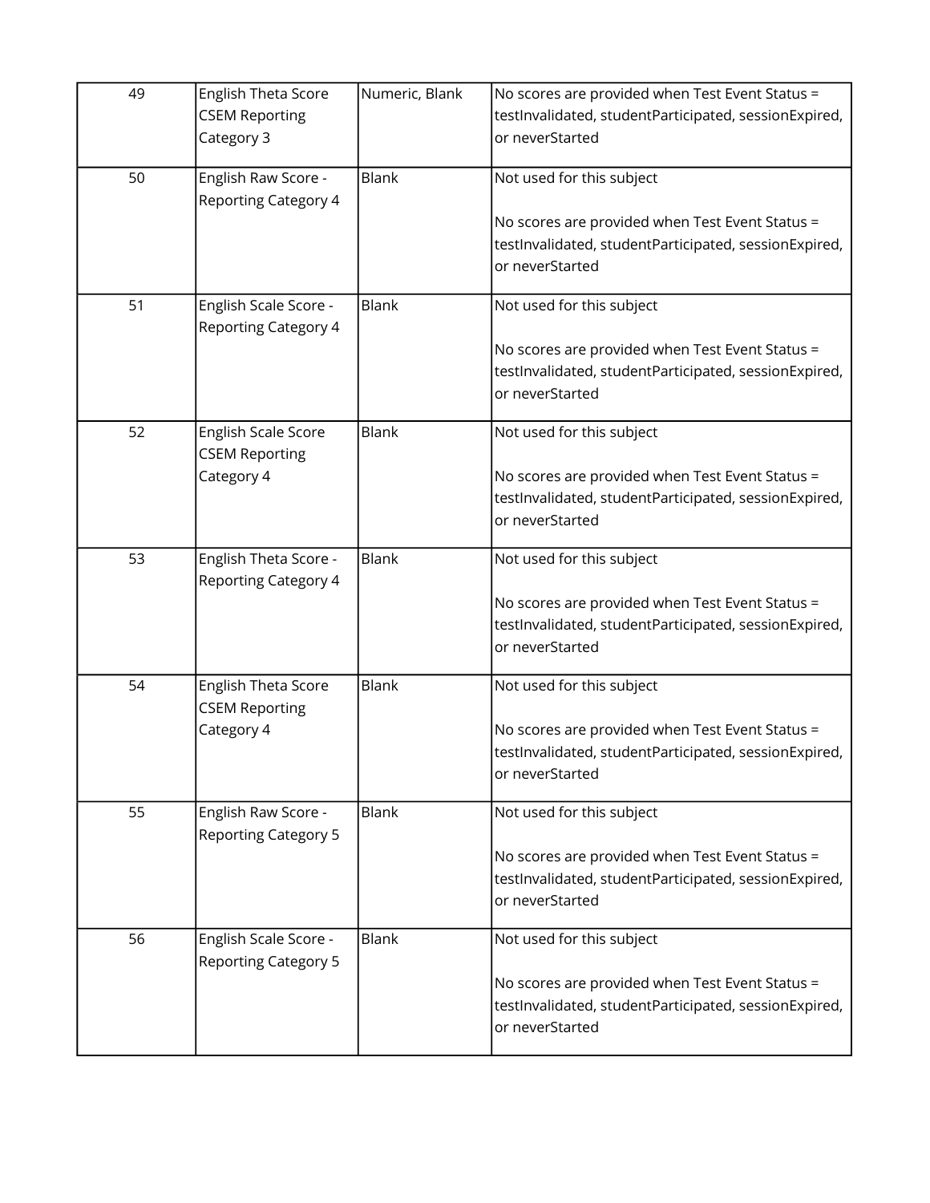| 49 | English Theta Score CSEM Reporting Category 3 | Numeric, Blank | No scores are provided when Test Event Status = testInvalidated, studentParticipated, sessionExpired, or neverStarted |
|---|---|---|---|
| 50 | English Raw Score - Reporting Category 4 | Blank | Not used for this subject<br><br>No scores are provided when Test Event Status = testInvalidated, studentParticipated, sessionExpired, or neverStarted |
| 51 | English Scale Score - Reporting Category 4 | Blank | Not used for this subject<br><br>No scores are provided when Test Event Status = testInvalidated, studentParticipated, sessionExpired, or neverStarted |
| 52 | English Scale Score CSEM Reporting Category 4 | Blank | Not used for this subject<br><br>No scores are provided when Test Event Status = testInvalidated, studentParticipated, sessionExpired, or neverStarted |
| 53 | English Theta Score - Reporting Category 4 | Blank | Not used for this subject<br><br>No scores are provided when Test Event Status = testInvalidated, studentParticipated, sessionExpired, or neverStarted |
| 54 | English Theta Score CSEM Reporting Category 4 | Blank | Not used for this subject<br><br>No scores are provided when Test Event Status = testInvalidated, studentParticipated, sessionExpired, or neverStarted |
| 55 | English Raw Score - Reporting Category 5 | Blank | Not used for this subject<br><br>No scores are provided when Test Event Status = testInvalidated, studentParticipated, sessionExpired, or neverStarted |
| 56 | English Scale Score - Reporting Category 5 | Blank | Not used for this subject<br><br>No scores are provided when Test Event Status = testInvalidated, studentParticipated, sessionExpired, or neverStarted |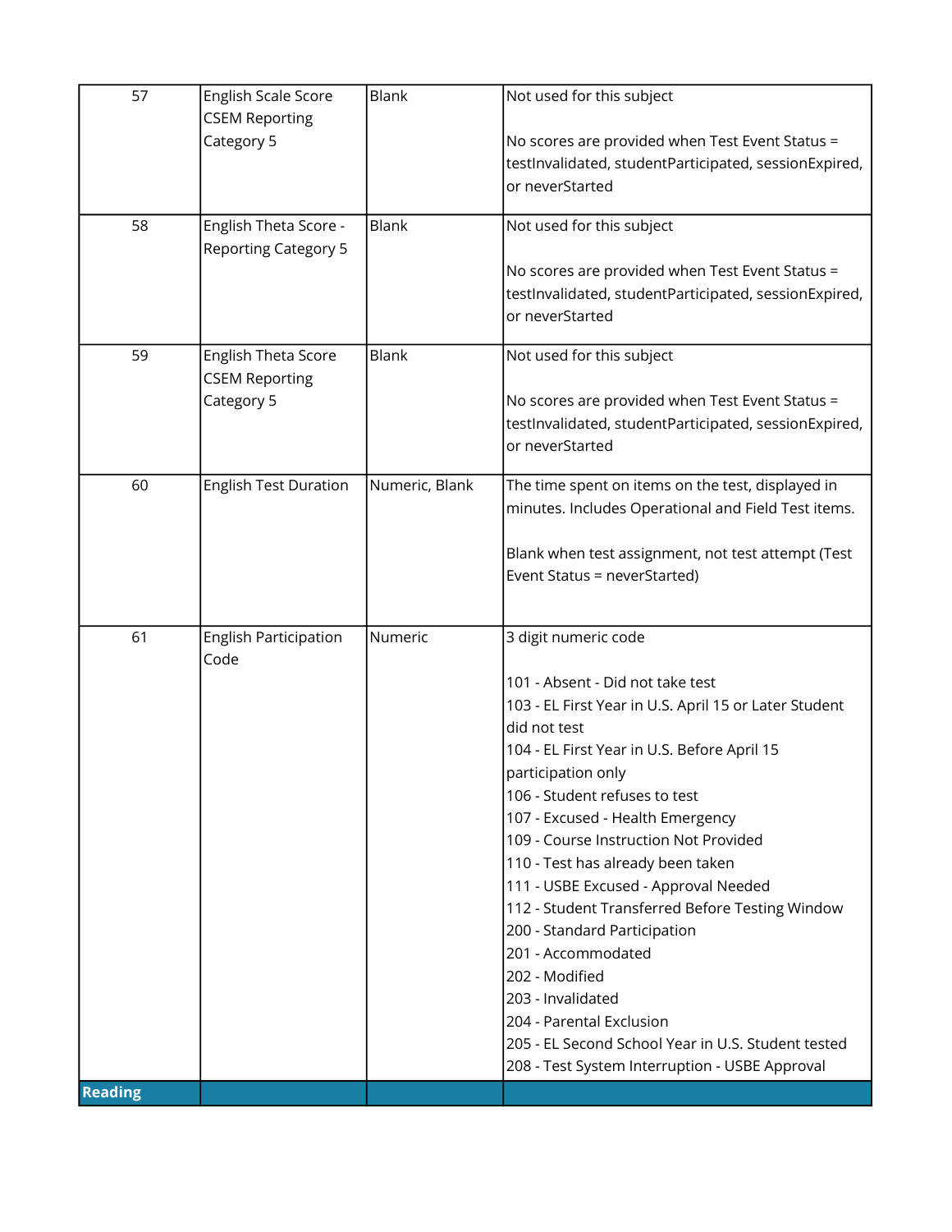| | | | |
|---|---|---|---|
| 57 | English Scale Score CSEM Reporting Category 5 | Blank | Not used for this subject<br><br>No scores are provided when Test Event Status = testInvalidated, studentParticipated, sessionExpired, or neverStarted |
| 58 | English Theta Score - Reporting Category 5 | Blank | Not used for this subject<br><br>No scores are provided when Test Event Status = testInvalidated, studentParticipated, sessionExpired, or neverStarted |
| 59 | English Theta Score CSEM Reporting Category 5 | Blank | Not used for this subject<br><br>No scores are provided when Test Event Status = testInvalidated, studentParticipated, sessionExpired, or neverStarted |
| 60 | English Test Duration | Numeric, Blank | The time spent on items on the test, displayed in minutes. Includes Operational and Field Test items.<br><br>Blank when test assignment, not test attempt (Test Event Status = neverStarted) |
| 61 | English Participation Code | Numeric | 3 digit numeric code<br><br>101 - Absent - Did not take test<br>103 - EL First Year in U.S. April 15 or Later Student did not test<br>104 - EL First Year in U.S. Before April 15 participation only<br>106 - Student refuses to test<br>107 - Excused - Health Emergency<br>109 - Course Instruction Not Provided<br>110 - Test has already been taken<br>111 - USBE Excused - Approval Needed<br>112 - Student Transferred Before Testing Window<br>200 - Standard Participation<br>201 - Accommodated<br>202 - Modified<br>203 - Invalidated<br>204 - Parental Exclusion<br>205 - EL Second School Year in U.S. Student tested<br>208 - Test System Interruption - USBE Approval |
| **Reading** | | | |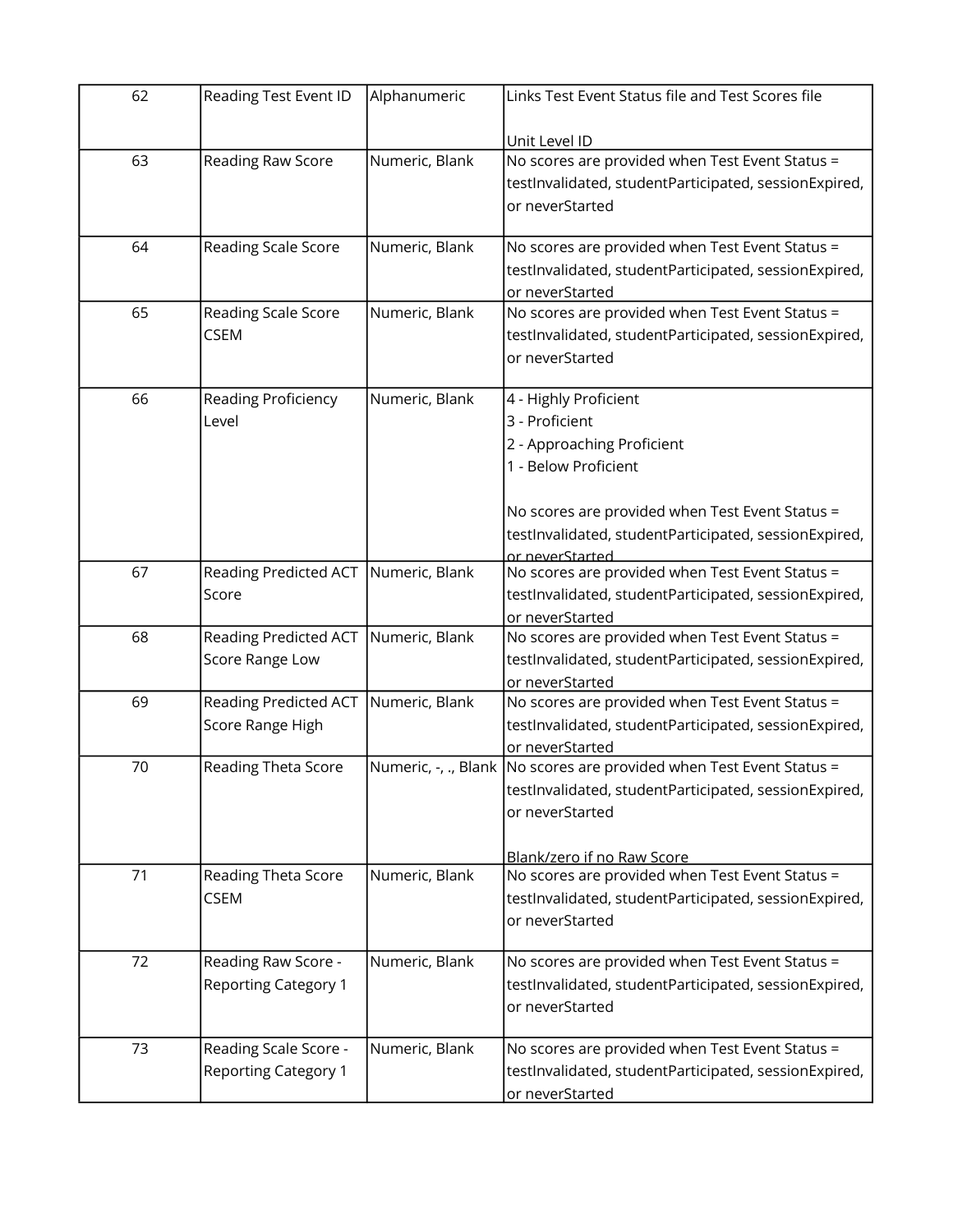| 62 | Reading Test Event ID | Alphanumeric | Links Test Event Status file and Test Scores file<br><br>Unit Level ID |
|---|---|---|---|
| 63 | Reading Raw Score | Numeric, Blank | No scores are provided when Test Event Status = testInvalidated, studentParticipated, sessionExpired, or neverStarted |
| 64 | Reading Scale Score | Numeric, Blank | No scores are provided when Test Event Status = testInvalidated, studentParticipated, sessionExpired, or neverStarted |
| 65 | Reading Scale Score CSEM | Numeric, Blank | No scores are provided when Test Event Status = testInvalidated, studentParticipated, sessionExpired, or neverStarted |
| 66 | Reading Proficiency Level | Numeric, Blank | 4 - Highly Proficient<br>3 - Proficient<br>2 - Approaching Proficient<br>1 - Below Proficient<br><br>No scores are provided when Test Event Status = testInvalidated, studentParticipated, sessionExpired, or neverStarted |
| 67 | Reading Predicted ACT Score | Numeric, Blank | No scores are provided when Test Event Status = testInvalidated, studentParticipated, sessionExpired, or neverStarted |
| 68 | Reading Predicted ACT Score Range Low | Numeric, Blank | No scores are provided when Test Event Status = testInvalidated, studentParticipated, sessionExpired, or neverStarted |
| 69 | Reading Predicted ACT Score Range High | Numeric, Blank | No scores are provided when Test Event Status = testInvalidated, studentParticipated, sessionExpired, or neverStarted |
| 70 | Reading Theta Score | Numeric, -, ., Blank | No scores are provided when Test Event Status = testInvalidated, studentParticipated, sessionExpired, or neverStarted<br><br>Blank/zero if no Raw Score |
| 71 | Reading Theta Score CSEM | Numeric, Blank | No scores are provided when Test Event Status = testInvalidated, studentParticipated, sessionExpired, or neverStarted |
| 72 | Reading Raw Score - Reporting Category 1 | Numeric, Blank | No scores are provided when Test Event Status = testInvalidated, studentParticipated, sessionExpired, or neverStarted |
| 73 | Reading Scale Score - Reporting Category 1 | Numeric, Blank | No scores are provided when Test Event Status = testInvalidated, studentParticipated, sessionExpired, or neverStarted |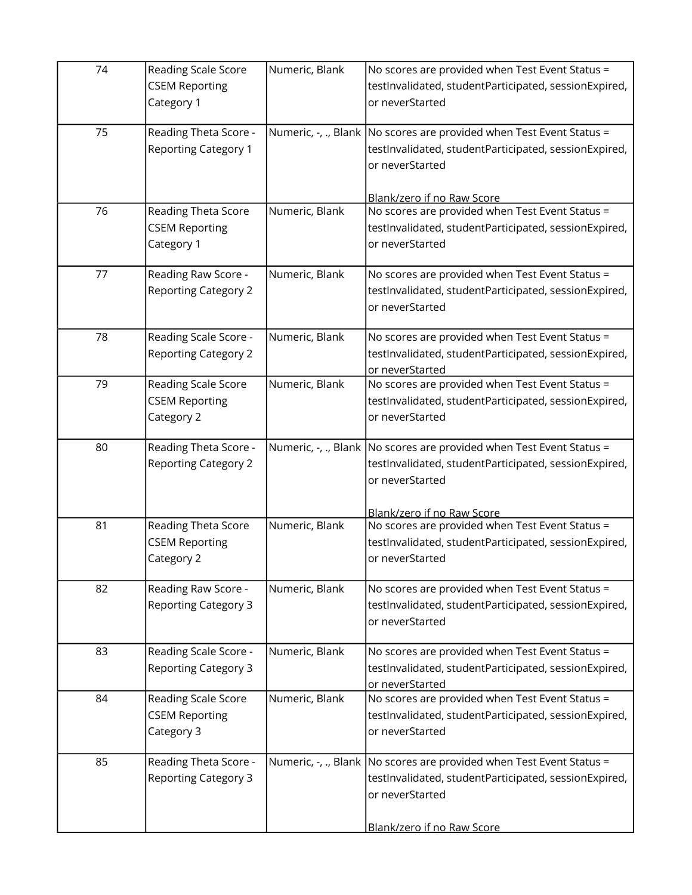| 74 | Reading Scale Score CSEM Reporting Category 1 | Numeric, Blank | No scores are provided when Test Event Status = testInvalidated, studentParticipated, sessionExpired, or neverStarted |
|---|---|---|---|
| 75 | Reading Theta Score - Reporting Category 1 | Numeric, -, ., Blank | No scores are provided when Test Event Status = testInvalidated, studentParticipated, sessionExpired, or neverStarted<br><br>Blank/zero if no Raw Score |
| 76 | Reading Theta Score CSEM Reporting Category 1 | Numeric, Blank | No scores are provided when Test Event Status = testInvalidated, studentParticipated, sessionExpired, or neverStarted |
| 77 | Reading Raw Score - Reporting Category 2 | Numeric, Blank | No scores are provided when Test Event Status = testInvalidated, studentParticipated, sessionExpired, or neverStarted |
| 78 | Reading Scale Score - Reporting Category 2 | Numeric, Blank | No scores are provided when Test Event Status = testInvalidated, studentParticipated, sessionExpired, or neverStarted |
| 79 | Reading Scale Score CSEM Reporting Category 2 | Numeric, Blank | No scores are provided when Test Event Status = testInvalidated, studentParticipated, sessionExpired, or neverStarted |
| 80 | Reading Theta Score - Reporting Category 2 | Numeric, -, ., Blank | No scores are provided when Test Event Status = testInvalidated, studentParticipated, sessionExpired, or neverStarted<br><br>Blank/zero if no Raw Score |
| 81 | Reading Theta Score CSEM Reporting Category 2 | Numeric, Blank | No scores are provided when Test Event Status = testInvalidated, studentParticipated, sessionExpired, or neverStarted |
| 82 | Reading Raw Score - Reporting Category 3 | Numeric, Blank | No scores are provided when Test Event Status = testInvalidated, studentParticipated, sessionExpired, or neverStarted |
| 83 | Reading Scale Score - Reporting Category 3 | Numeric, Blank | No scores are provided when Test Event Status = testInvalidated, studentParticipated, sessionExpired, or neverStarted |
| 84 | Reading Scale Score CSEM Reporting Category 3 | Numeric, Blank | No scores are provided when Test Event Status = testInvalidated, studentParticipated, sessionExpired, or neverStarted |
| 85 | Reading Theta Score - Reporting Category 3 | Numeric, -, ., Blank | No scores are provided when Test Event Status = testInvalidated, studentParticipated, sessionExpired, or neverStarted<br><br>Blank/zero if no Raw Score |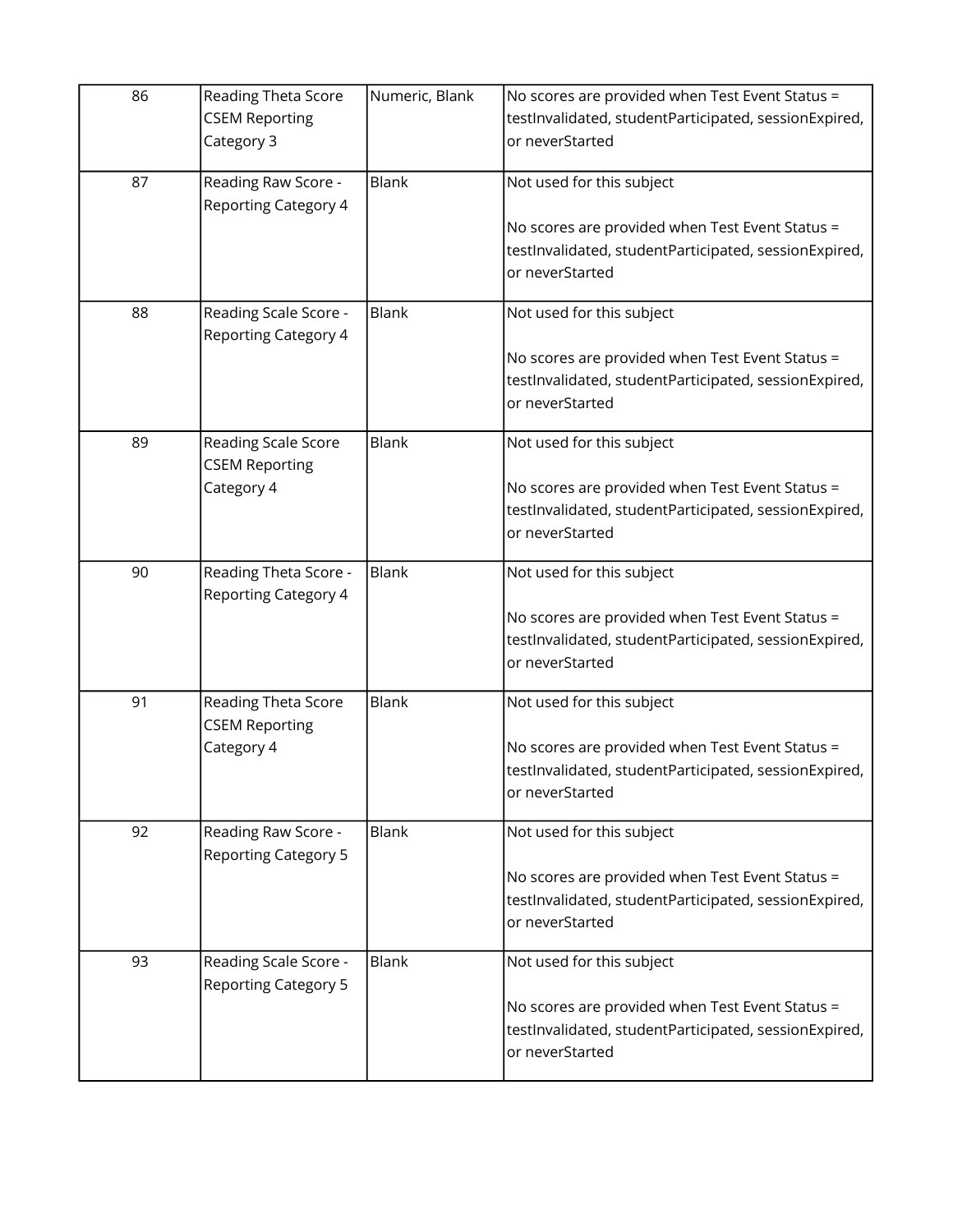| | | | |
|---|---|---|---|
| 86 | Reading Theta Score CSEM Reporting Category 3 | Numeric, Blank | No scores are provided when Test Event Status = testInvalidated, studentParticipated, sessionExpired, or neverStarted |
| 87 | Reading Raw Score - Reporting Category 4 | Blank | Not used for this subject<br><br>No scores are provided when Test Event Status = testInvalidated, studentParticipated, sessionExpired, or neverStarted |
| 88 | Reading Scale Score - Reporting Category 4 | Blank | Not used for this subject<br><br>No scores are provided when Test Event Status = testInvalidated, studentParticipated, sessionExpired, or neverStarted |
| 89 | Reading Scale Score CSEM Reporting Category 4 | Blank | Not used for this subject<br><br>No scores are provided when Test Event Status = testInvalidated, studentParticipated, sessionExpired, or neverStarted |
| 90 | Reading Theta Score - Reporting Category 4 | Blank | Not used for this subject<br><br>No scores are provided when Test Event Status = testInvalidated, studentParticipated, sessionExpired, or neverStarted |
| 91 | Reading Theta Score CSEM Reporting Category 4 | Blank | Not used for this subject<br><br>No scores are provided when Test Event Status = testInvalidated, studentParticipated, sessionExpired, or neverStarted |
| 92 | Reading Raw Score - Reporting Category 5 | Blank | Not used for this subject<br><br>No scores are provided when Test Event Status = testInvalidated, studentParticipated, sessionExpired, or neverStarted |
| 93 | Reading Scale Score - Reporting Category 5 | Blank | Not used for this subject<br><br>No scores are provided when Test Event Status = testInvalidated, studentParticipated, sessionExpired, or neverStarted |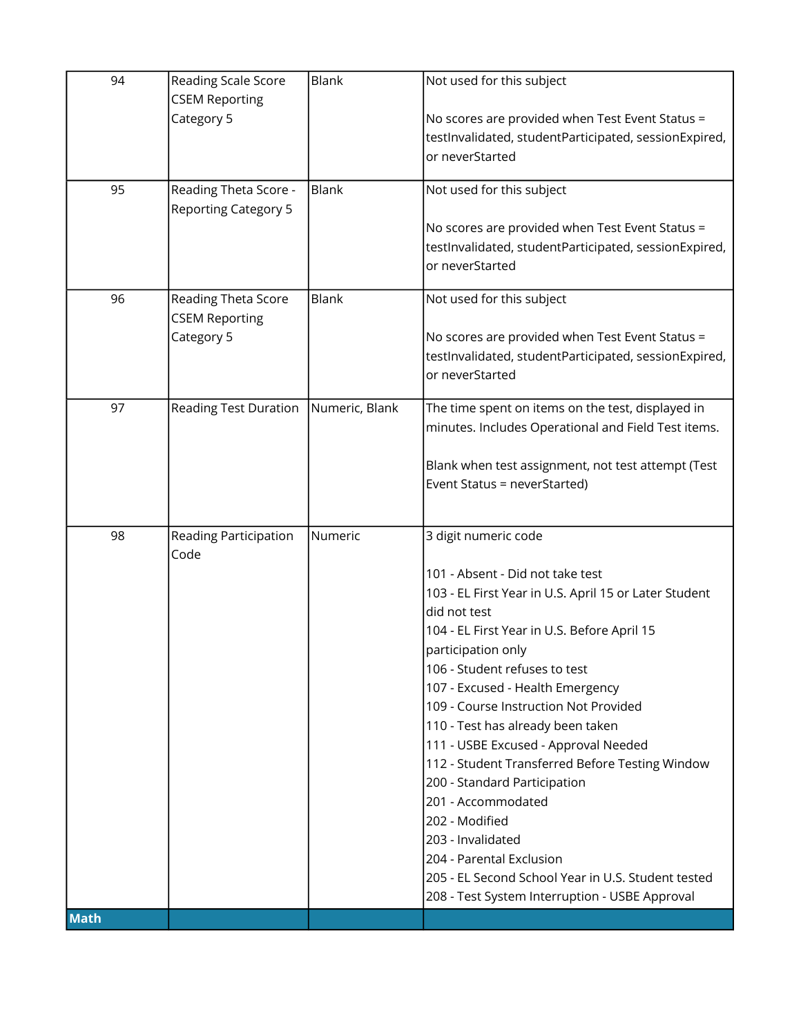| | | | |
|---|---|---|---|
| 94 | Reading Scale Score CSEM Reporting Category 5 | Blank | Not used for this subject<br><br>No scores are provided when Test Event Status = testInvalidated, studentParticipated, sessionExpired, or neverStarted |
| 95 | Reading Theta Score - Reporting Category 5 | Blank | Not used for this subject<br><br>No scores are provided when Test Event Status = testInvalidated, studentParticipated, sessionExpired, or neverStarted |
| 96 | Reading Theta Score CSEM Reporting Category 5 | Blank | Not used for this subject<br><br>No scores are provided when Test Event Status = testInvalidated, studentParticipated, sessionExpired, or neverStarted |
| 97 | Reading Test Duration | Numeric, Blank | The time spent on items on the test, displayed in minutes. Includes Operational and Field Test items.<br><br>Blank when test assignment, not test attempt (Test Event Status = neverStarted) |
| 98 | Reading Participation Code | Numeric | 3 digit numeric code<br><br>101 - Absent - Did not take test<br>103 - EL First Year in U.S. April 15 or Later Student did not test<br>104 - EL First Year in U.S. Before April 15 participation only<br>106 - Student refuses to test<br>107 - Excused - Health Emergency<br>109 - Course Instruction Not Provided<br>110 - Test has already been taken<br>111 - USBE Excused - Approval Needed<br>112 - Student Transferred Before Testing Window<br>200 - Standard Participation<br>201 - Accommodated<br>202 - Modified<br>203 - Invalidated<br>204 - Parental Exclusion<br>205 - EL Second School Year in U.S. Student tested<br>208 - Test System Interruption - USBE Approval |
| **Math** | | | |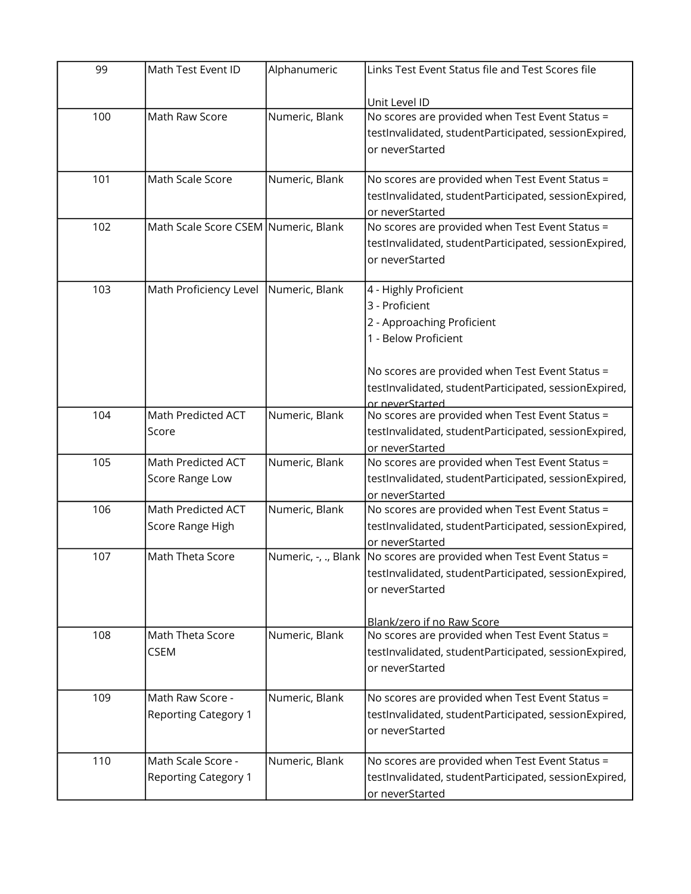| | | | |
|---|---|---|---|
| 99 | Math Test Event ID | Alphanumeric | Links Test Event Status file and Test Scores file<br><br>Unit Level ID |
| 100 | Math Raw Score | Numeric, Blank | No scores are provided when Test Event Status = testInvalidated, studentParticipated, sessionExpired, or neverStarted |
| 101 | Math Scale Score | Numeric, Blank | No scores are provided when Test Event Status = testInvalidated, studentParticipated, sessionExpired, or neverStarted |
| 102 | Math Scale Score CSEM | Numeric, Blank | No scores are provided when Test Event Status = testInvalidated, studentParticipated, sessionExpired, or neverStarted |
| 103 | Math Proficiency Level | Numeric, Blank | 4 - Highly Proficient<br>3 - Proficient<br>2 - Approaching Proficient<br>1 - Below Proficient<br><br>No scores are provided when Test Event Status = testInvalidated, studentParticipated, sessionExpired, or neverStarted |
| 104 | Math Predicted ACT Score | Numeric, Blank | No scores are provided when Test Event Status = testInvalidated, studentParticipated, sessionExpired, or neverStarted |
| 105 | Math Predicted ACT Score Range Low | Numeric, Blank | No scores are provided when Test Event Status = testInvalidated, studentParticipated, sessionExpired, or neverStarted |
| 106 | Math Predicted ACT Score Range High | Numeric, Blank | No scores are provided when Test Event Status = testInvalidated, studentParticipated, sessionExpired, or neverStarted |
| 107 | Math Theta Score | Numeric, -, ., Blank | No scores are provided when Test Event Status = testInvalidated, studentParticipated, sessionExpired, or neverStarted<br><br>Blank/zero if no Raw Score |
| 108 | Math Theta Score CSEM | Numeric, Blank | No scores are provided when Test Event Status = testInvalidated, studentParticipated, sessionExpired, or neverStarted |
| 109 | Math Raw Score - Reporting Category 1 | Numeric, Blank | No scores are provided when Test Event Status = testInvalidated, studentParticipated, sessionExpired, or neverStarted |
| 110 | Math Scale Score - Reporting Category 1 | Numeric, Blank | No scores are provided when Test Event Status = testInvalidated, studentParticipated, sessionExpired, or neverStarted |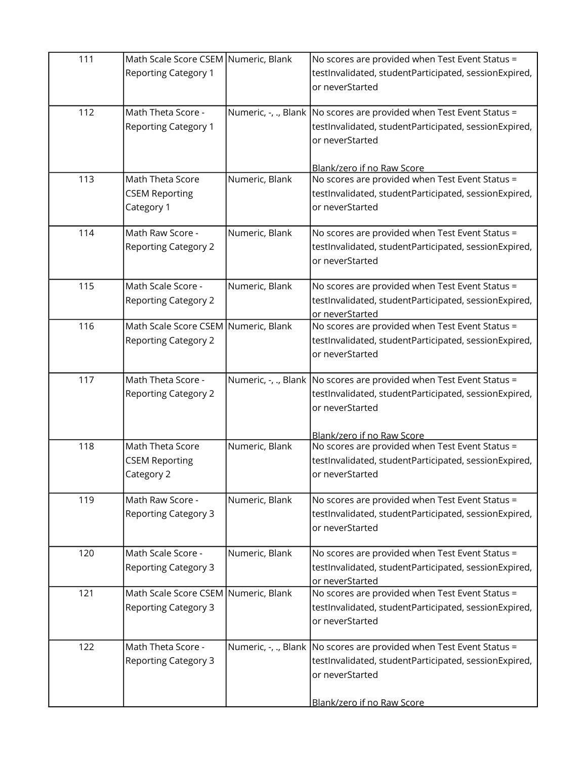| 111 | Math Scale Score CSEM Reporting Category 1 | Numeric, Blank | No scores are provided when Test Event Status = testInvalidated, studentParticipated, sessionExpired, or neverStarted |
|---|---|---|---|
| 112 | Math Theta Score - Reporting Category 1 | Numeric, -, ., Blank | No scores are provided when Test Event Status = testInvalidated, studentParticipated, sessionExpired, or neverStarted<br><br>Blank/zero if no Raw Score |
| 113 | Math Theta Score CSEM Reporting Category 1 | Numeric, Blank | No scores are provided when Test Event Status = testInvalidated, studentParticipated, sessionExpired, or neverStarted |
| 114 | Math Raw Score - Reporting Category 2 | Numeric, Blank | No scores are provided when Test Event Status = testInvalidated, studentParticipated, sessionExpired, or neverStarted |
| 115 | Math Scale Score - Reporting Category 2 | Numeric, Blank | No scores are provided when Test Event Status = testInvalidated, studentParticipated, sessionExpired, or neverStarted |
| 116 | Math Scale Score CSEM Reporting Category 2 | Numeric, Blank | No scores are provided when Test Event Status = testInvalidated, studentParticipated, sessionExpired, or neverStarted |
| 117 | Math Theta Score - Reporting Category 2 | Numeric, -, ., Blank | No scores are provided when Test Event Status = testInvalidated, studentParticipated, sessionExpired, or neverStarted<br><br>Blank/zero if no Raw Score |
| 118 | Math Theta Score CSEM Reporting Category 2 | Numeric, Blank | No scores are provided when Test Event Status = testInvalidated, studentParticipated, sessionExpired, or neverStarted |
| 119 | Math Raw Score - Reporting Category 3 | Numeric, Blank | No scores are provided when Test Event Status = testInvalidated, studentParticipated, sessionExpired, or neverStarted |
| 120 | Math Scale Score - Reporting Category 3 | Numeric, Blank | No scores are provided when Test Event Status = testInvalidated, studentParticipated, sessionExpired, or neverStarted |
| 121 | Math Scale Score CSEM Reporting Category 3 | Numeric, Blank | No scores are provided when Test Event Status = testInvalidated, studentParticipated, sessionExpired, or neverStarted |
| 122 | Math Theta Score - Reporting Category 3 | Numeric, -, ., Blank | No scores are provided when Test Event Status = testInvalidated, studentParticipated, sessionExpired, or neverStarted<br><br>Blank/zero if no Raw Score |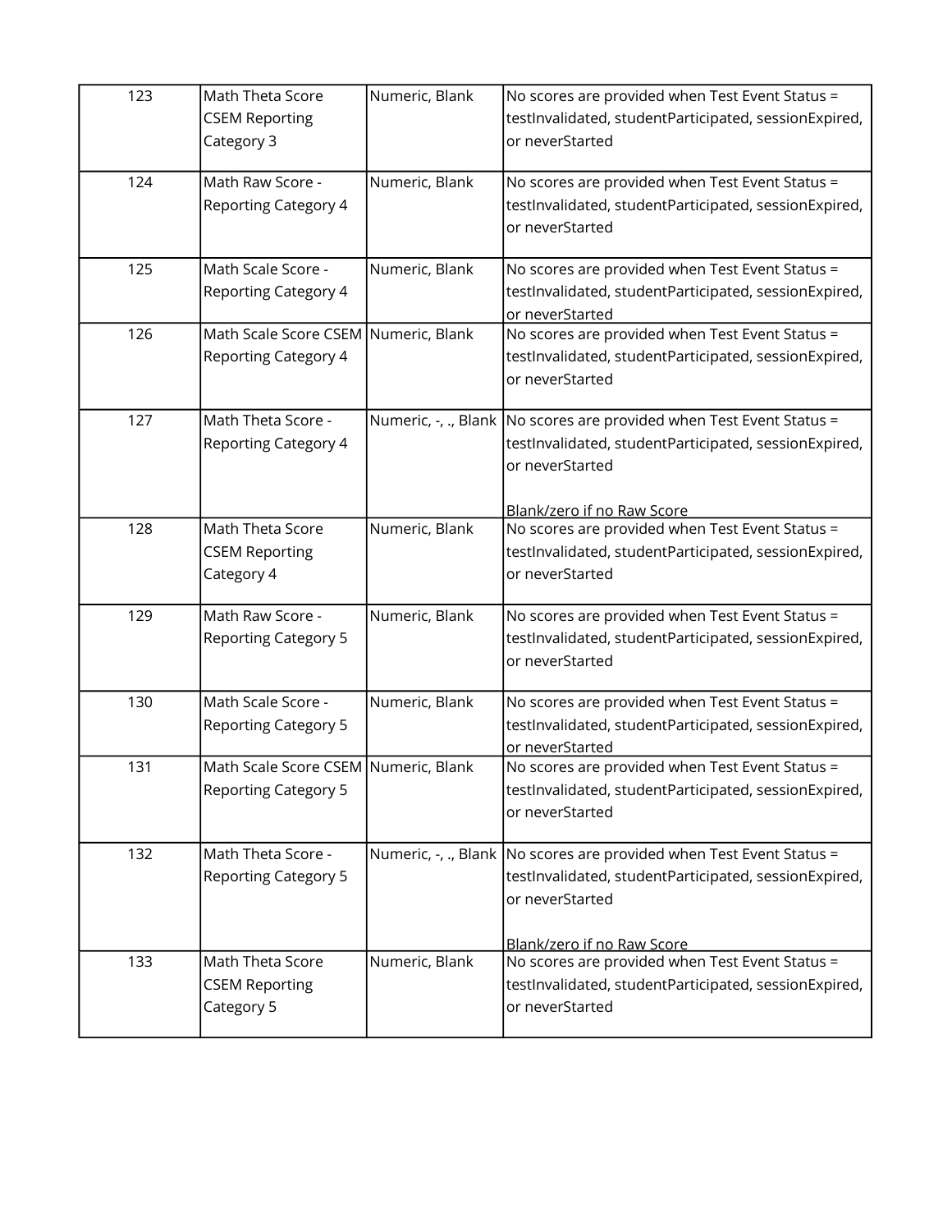| 123 | Math Theta Score CSEM Reporting Category 3 | Numeric, Blank | No scores are provided when Test Event Status = testInvalidated, studentParticipated, sessionExpired, or neverStarted |
|---|---|---|---|
| 124 | Math Raw Score - Reporting Category 4 | Numeric, Blank | No scores are provided when Test Event Status = testInvalidated, studentParticipated, sessionExpired, or neverStarted |
| 125 | Math Scale Score - Reporting Category 4 | Numeric, Blank | No scores are provided when Test Event Status = testInvalidated, studentParticipated, sessionExpired, or neverStarted |
| 126 | Math Scale Score CSEM Reporting Category 4 | Numeric, Blank | No scores are provided when Test Event Status = testInvalidated, studentParticipated, sessionExpired, or neverStarted |
| 127 | Math Theta Score - Reporting Category 4 | Numeric, -, ., Blank | No scores are provided when Test Event Status = testInvalidated, studentParticipated, sessionExpired, or neverStarted<br><br>Blank/zero if no Raw Score |
| 128 | Math Theta Score CSEM Reporting Category 4 | Numeric, Blank | No scores are provided when Test Event Status = testInvalidated, studentParticipated, sessionExpired, or neverStarted |
| 129 | Math Raw Score - Reporting Category 5 | Numeric, Blank | No scores are provided when Test Event Status = testInvalidated, studentParticipated, sessionExpired, or neverStarted |
| 130 | Math Scale Score - Reporting Category 5 | Numeric, Blank | No scores are provided when Test Event Status = testInvalidated, studentParticipated, sessionExpired, or neverStarted |
| 131 | Math Scale Score CSEM Reporting Category 5 | Numeric, Blank | No scores are provided when Test Event Status = testInvalidated, studentParticipated, sessionExpired, or neverStarted |
| 132 | Math Theta Score - Reporting Category 5 | Numeric, -, ., Blank | No scores are provided when Test Event Status = testInvalidated, studentParticipated, sessionExpired, or neverStarted<br><br>Blank/zero if no Raw Score |
| 133 | Math Theta Score CSEM Reporting Category 5 | Numeric, Blank | No scores are provided when Test Event Status = testInvalidated, studentParticipated, sessionExpired, or neverStarted |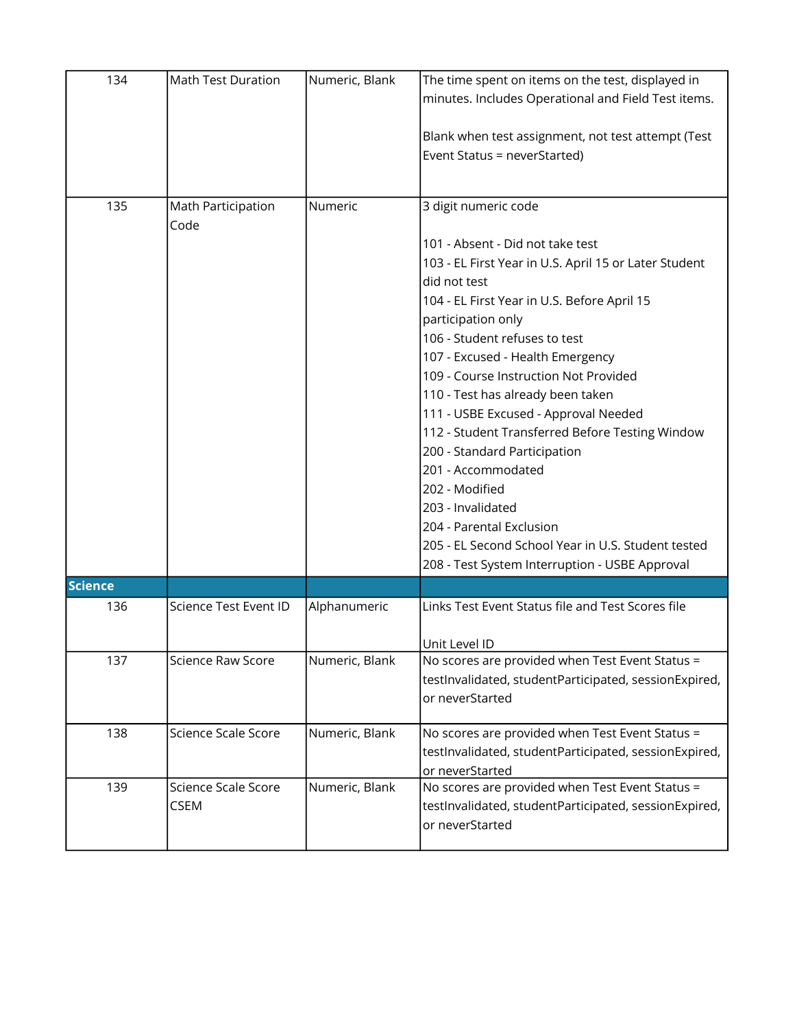| 134 | Math Test Duration | Numeric, Blank | The time spent on items on the test, displayed in minutes. Includes Operational and Field Test items.<br><br>Blank when test assignment, not test attempt (Test Event Status = neverStarted) |
|---|---|---|---|
| 135 | Math Participation Code | Numeric | 3 digit numeric code<br><br>101 - Absent - Did not take test<br>103 - EL First Year in U.S. April 15 or Later Student did not test<br>104 - EL First Year in U.S. Before April 15 participation only<br>106 - Student refuses to test<br>107 - Excused - Health Emergency<br>109 - Course Instruction Not Provided<br>110 - Test has already been taken<br>111 - USBE Excused - Approval Needed<br>112 - Student Transferred Before Testing Window<br>200 - Standard Participation<br>201 - Accommodated<br>202 - Modified<br>203 - Invalidated<br>204 - Parental Exclusion<br>205 - EL Second School Year in U.S. Student tested<br>208 - Test System Interruption - USBE Approval |
| **Science** | | | |
| 136 | Science Test Event ID | Alphanumeric | Links Test Event Status file and Test Scores file<br><br>Unit Level ID |
| 137 | Science Raw Score | Numeric, Blank | No scores are provided when Test Event Status = testInvalidated, studentParticipated, sessionExpired, or neverStarted |
| 138 | Science Scale Score | Numeric, Blank | No scores are provided when Test Event Status = testInvalidated, studentParticipated, sessionExpired, or neverStarted |
| 139 | Science Scale Score CSEM | Numeric, Blank | No scores are provided when Test Event Status = testInvalidated, studentParticipated, sessionExpired, or neverStarted |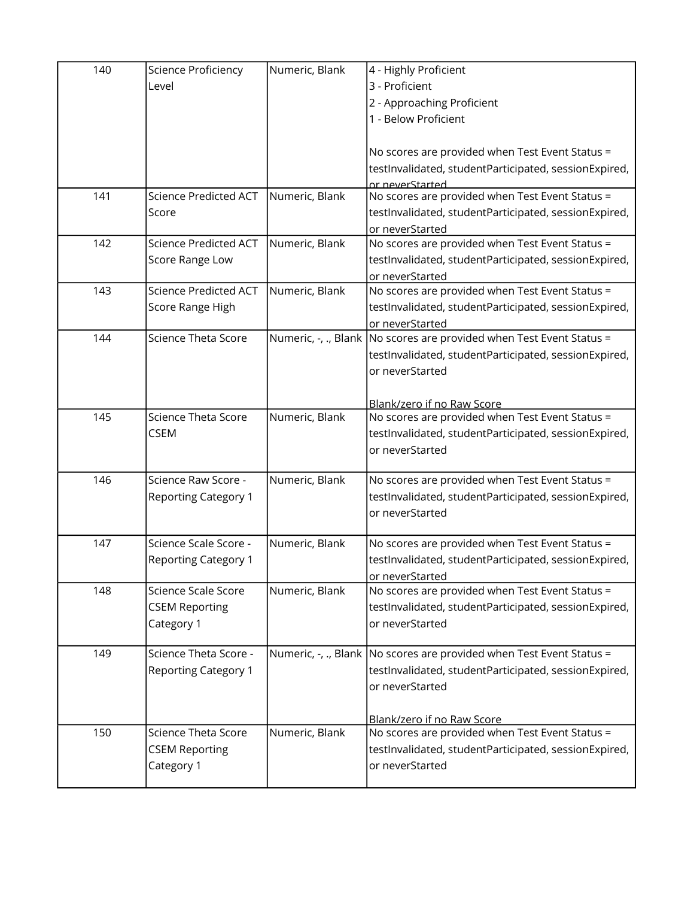| 140 | Science Proficiency Level | Numeric, Blank | 4 - Highly Proficient<br>3 - Proficient<br>2 - Approaching Proficient<br>1 - Below Proficient<br><br>No scores are provided when Test Event Status = testInvalidated, studentParticipated, sessionExpired, or neverStarted |
|---|---|---|---|
| 141 | Science Predicted ACT Score | Numeric, Blank | No scores are provided when Test Event Status = testInvalidated, studentParticipated, sessionExpired, or neverStarted |
| 142 | Science Predicted ACT Score Range Low | Numeric, Blank | No scores are provided when Test Event Status = testInvalidated, studentParticipated, sessionExpired, or neverStarted |
| 143 | Science Predicted ACT Score Range High | Numeric, Blank | No scores are provided when Test Event Status = testInvalidated, studentParticipated, sessionExpired, or neverStarted |
| 144 | Science Theta Score | Numeric, -, ., Blank | No scores are provided when Test Event Status = testInvalidated, studentParticipated, sessionExpired, or neverStarted<br><br>Blank/zero if no Raw Score |
| 145 | Science Theta Score CSEM | Numeric, Blank | No scores are provided when Test Event Status = testInvalidated, studentParticipated, sessionExpired, or neverStarted |
| 146 | Science Raw Score - Reporting Category 1 | Numeric, Blank | No scores are provided when Test Event Status = testInvalidated, studentParticipated, sessionExpired, or neverStarted |
| 147 | Science Scale Score - Reporting Category 1 | Numeric, Blank | No scores are provided when Test Event Status = testInvalidated, studentParticipated, sessionExpired, or neverStarted |
| 148 | Science Scale Score CSEM Reporting Category 1 | Numeric, Blank | No scores are provided when Test Event Status = testInvalidated, studentParticipated, sessionExpired, or neverStarted |
| 149 | Science Theta Score - Reporting Category 1 | Numeric, -, ., Blank | No scores are provided when Test Event Status = testInvalidated, studentParticipated, sessionExpired, or neverStarted<br><br>Blank/zero if no Raw Score |
| 150 | Science Theta Score CSEM Reporting Category 1 | Numeric, Blank | No scores are provided when Test Event Status = testInvalidated, studentParticipated, sessionExpired, or neverStarted |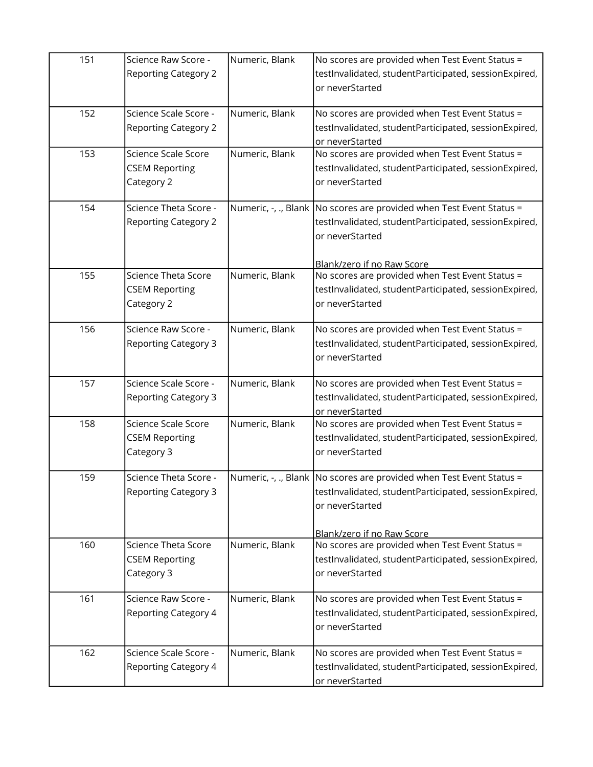| | | | |
|---|---|---|---|
| 151 | Science Raw Score - Reporting Category 2 | Numeric, Blank | No scores are provided when Test Event Status = testInvalidated, studentParticipated, sessionExpired, or neverStarted |
| 152 | Science Scale Score - Reporting Category 2 | Numeric, Blank | No scores are provided when Test Event Status = testInvalidated, studentParticipated, sessionExpired, or neverStarted |
| 153 | Science Scale Score CSEM Reporting Category 2 | Numeric, Blank | No scores are provided when Test Event Status = testInvalidated, studentParticipated, sessionExpired, or neverStarted |
| 154 | Science Theta Score - Reporting Category 2 | Numeric, -, ., Blank | No scores are provided when Test Event Status = testInvalidated, studentParticipated, sessionExpired, or neverStarted<br><br>Blank/zero if no Raw Score |
| 155 | Science Theta Score CSEM Reporting Category 2 | Numeric, Blank | No scores are provided when Test Event Status = testInvalidated, studentParticipated, sessionExpired, or neverStarted |
| 156 | Science Raw Score - Reporting Category 3 | Numeric, Blank | No scores are provided when Test Event Status = testInvalidated, studentParticipated, sessionExpired, or neverStarted |
| 157 | Science Scale Score - Reporting Category 3 | Numeric, Blank | No scores are provided when Test Event Status = testInvalidated, studentParticipated, sessionExpired, or neverStarted |
| 158 | Science Scale Score CSEM Reporting Category 3 | Numeric, Blank | No scores are provided when Test Event Status = testInvalidated, studentParticipated, sessionExpired, or neverStarted |
| 159 | Science Theta Score - Reporting Category 3 | Numeric, -, ., Blank | No scores are provided when Test Event Status = testInvalidated, studentParticipated, sessionExpired, or neverStarted<br><br>Blank/zero if no Raw Score |
| 160 | Science Theta Score CSEM Reporting Category 3 | Numeric, Blank | No scores are provided when Test Event Status = testInvalidated, studentParticipated, sessionExpired, or neverStarted |
| 161 | Science Raw Score - Reporting Category 4 | Numeric, Blank | No scores are provided when Test Event Status = testInvalidated, studentParticipated, sessionExpired, or neverStarted |
| 162 | Science Scale Score - Reporting Category 4 | Numeric, Blank | No scores are provided when Test Event Status = testInvalidated, studentParticipated, sessionExpired, or neverStarted |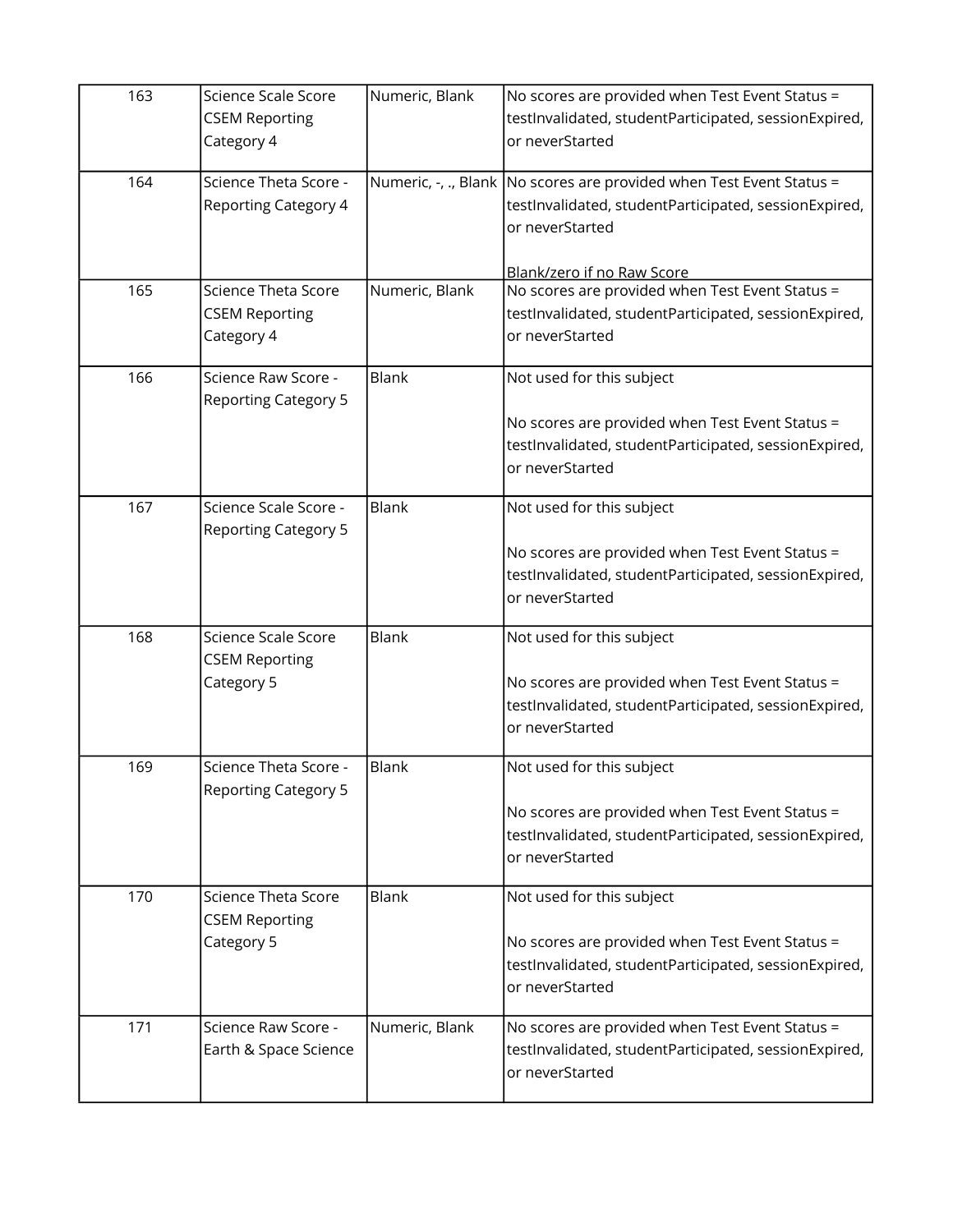| | | | |
|---|---|---|---|
| 163 | Science Scale Score CSEM Reporting Category 4 | Numeric, Blank | No scores are provided when Test Event Status = testInvalidated, studentParticipated, sessionExpired, or neverStarted |
| 164 | Science Theta Score - Reporting Category 4 | Numeric, -, ., Blank | No scores are provided when Test Event Status = testInvalidated, studentParticipated, sessionExpired, or neverStarted<br><br>Blank/zero if no Raw Score |
| 165 | Science Theta Score CSEM Reporting Category 4 | Numeric, Blank | No scores are provided when Test Event Status = testInvalidated, studentParticipated, sessionExpired, or neverStarted |
| 166 | Science Raw Score - Reporting Category 5 | Blank | Not used for this subject<br><br>No scores are provided when Test Event Status = testInvalidated, studentParticipated, sessionExpired, or neverStarted |
| 167 | Science Scale Score - Reporting Category 5 | Blank | Not used for this subject<br><br>No scores are provided when Test Event Status = testInvalidated, studentParticipated, sessionExpired, or neverStarted |
| 168 | Science Scale Score CSEM Reporting Category 5 | Blank | Not used for this subject<br><br>No scores are provided when Test Event Status = testInvalidated, studentParticipated, sessionExpired, or neverStarted |
| 169 | Science Theta Score - Reporting Category 5 | Blank | Not used for this subject<br><br>No scores are provided when Test Event Status = testInvalidated, studentParticipated, sessionExpired, or neverStarted |
| 170 | Science Theta Score CSEM Reporting Category 5 | Blank | Not used for this subject<br><br>No scores are provided when Test Event Status = testInvalidated, studentParticipated, sessionExpired, or neverStarted |
| 171 | Science Raw Score - Earth & Space Science | Numeric, Blank | No scores are provided when Test Event Status = testInvalidated, studentParticipated, sessionExpired, or neverStarted |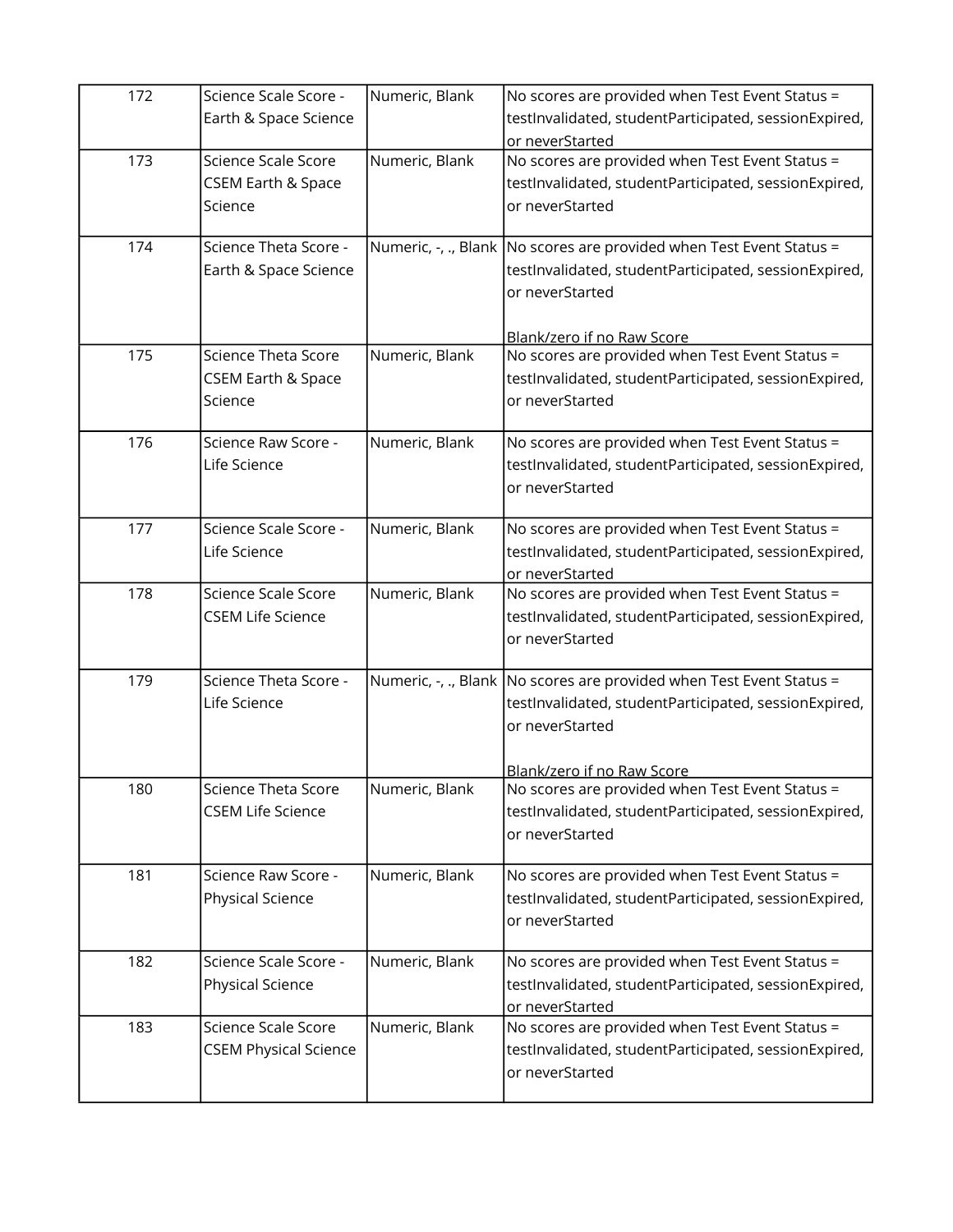| 172 | Science Scale Score - Earth & Space Science | Numeric, Blank | No scores are provided when Test Event Status = testInvalidated, studentParticipated, sessionExpired, or neverStarted |
|---|---|---|---|
| 173 | Science Scale Score CSEM Earth & Space Science | Numeric, Blank | No scores are provided when Test Event Status = testInvalidated, studentParticipated, sessionExpired, or neverStarted |
| 174 | Science Theta Score - Earth & Space Science | Numeric, -, ., Blank | No scores are provided when Test Event Status = testInvalidated, studentParticipated, sessionExpired, or neverStarted<br><br>Blank/zero if no Raw Score |
| 175 | Science Theta Score CSEM Earth & Space Science | Numeric, Blank | No scores are provided when Test Event Status = testInvalidated, studentParticipated, sessionExpired, or neverStarted |
| 176 | Science Raw Score - Life Science | Numeric, Blank | No scores are provided when Test Event Status = testInvalidated, studentParticipated, sessionExpired, or neverStarted |
| 177 | Science Scale Score - Life Science | Numeric, Blank | No scores are provided when Test Event Status = testInvalidated, studentParticipated, sessionExpired, or neverStarted |
| 178 | Science Scale Score CSEM Life Science | Numeric, Blank | No scores are provided when Test Event Status = testInvalidated, studentParticipated, sessionExpired, or neverStarted |
| 179 | Science Theta Score - Life Science | Numeric, -, ., Blank | No scores are provided when Test Event Status = testInvalidated, studentParticipated, sessionExpired, or neverStarted<br><br>Blank/zero if no Raw Score |
| 180 | Science Theta Score CSEM Life Science | Numeric, Blank | No scores are provided when Test Event Status = testInvalidated, studentParticipated, sessionExpired, or neverStarted |
| 181 | Science Raw Score - Physical Science | Numeric, Blank | No scores are provided when Test Event Status = testInvalidated, studentParticipated, sessionExpired, or neverStarted |
| 182 | Science Scale Score - Physical Science | Numeric, Blank | No scores are provided when Test Event Status = testInvalidated, studentParticipated, sessionExpired, or neverStarted |
| 183 | Science Scale Score CSEM Physical Science | Numeric, Blank | No scores are provided when Test Event Status = testInvalidated, studentParticipated, sessionExpired, or neverStarted |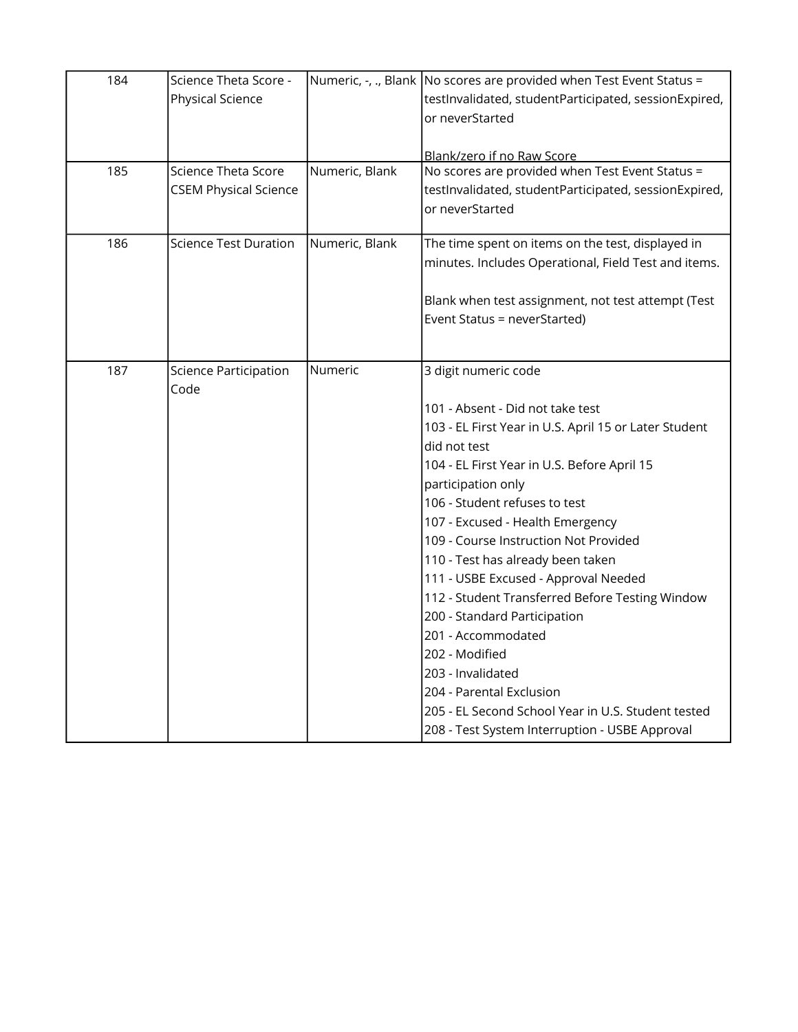| | | | |
|---|---|---|---|
| 184 | Science Theta Score - Physical Science | Numeric, -, ., Blank | No scores are provided when Test Event Status = testInvalidated, studentParticipated, sessionExpired, or neverStarted<br><br>Blank/zero if no Raw Score |
| 185 | Science Theta Score CSEM Physical Science | Numeric, Blank | No scores are provided when Test Event Status = testInvalidated, studentParticipated, sessionExpired, or neverStarted |
| 186 | Science Test Duration | Numeric, Blank | The time spent on items on the test, displayed in minutes. Includes Operational, Field Test and items.<br><br>Blank when test assignment, not test attempt (Test Event Status = neverStarted) |
| 187 | Science Participation Code | Numeric | 3 digit numeric code<br><br>101 - Absent - Did not take test<br>103 - EL First Year in U.S. April 15 or Later Student did not test<br>104 - EL First Year in U.S. Before April 15 participation only<br>106 - Student refuses to test<br>107 - Excused - Health Emergency<br>109 - Course Instruction Not Provided<br>110 - Test has already been taken<br>111 - USBE Excused - Approval Needed<br>112 - Student Transferred Before Testing Window<br>200 - Standard Participation<br>201 - Accommodated<br>202 - Modified<br>203 - Invalidated<br>204 - Parental Exclusion<br>205 - EL Second School Year in U.S. Student tested<br>208 - Test System Interruption - USBE Approval |